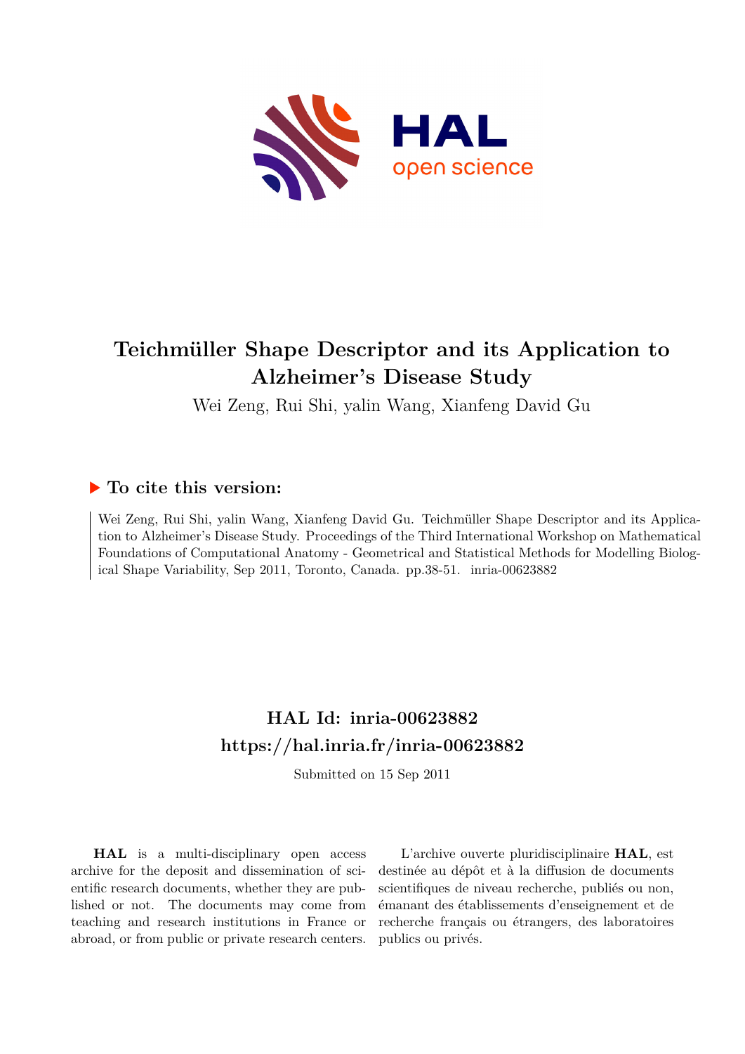# Teichmüller Shape Descriptor and its Application to Alzheimer's Disease Study

Wei Zeng, Rui Shi, yalin Wang, Xianfeng David Gu

## ▶ To cite this version:

Wei Zeng, Rui Shi, yalin Wang, Xianfeng David Gu. Teichmüller Shape Descriptor and its Application to Alzheimer's Disease Study. Proceedings of the Third International Workshop on Mathematical Foundations of Computational Anatomy - Geometrical and Statistical Methods for Modelling Biological Shape Variability, Sep 2011, Toronto, Canada. pp.38-51. inria-00623882

## HAL Id: inria-00623882
## https://hal.inria.fr/inria-00623882

Submitted on 15 Sep 2011

**HAL** is a multi-disciplinary open access archive for the deposit and dissemination of scientific research documents, whether they are published or not. The documents may come from teaching and research institutions in France or abroad, or from public or private research centers.

L'archive ouverte pluridisciplinaire **HAL**, est destinée au dépôt et à la diffusion de documents scientifiques de niveau recherche, publiés ou non, émanant des établissements d'enseignement et de recherche français ou étrangers, des laboratoires publics ou privés.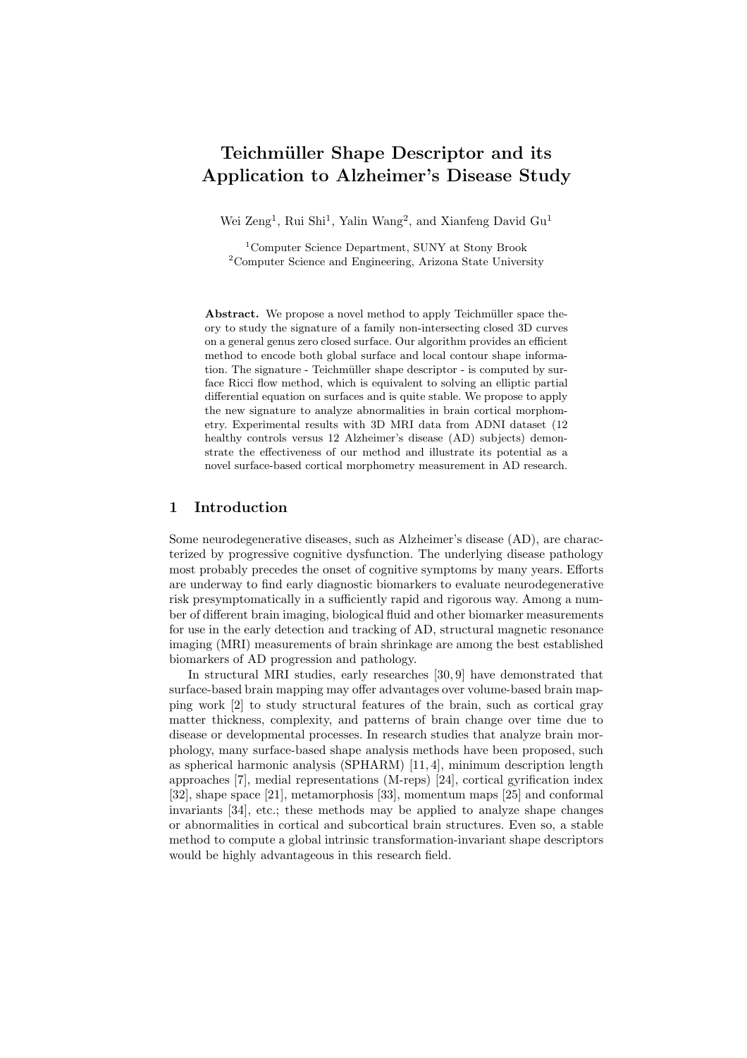# Teichmüller Shape Descriptor and its Application to Alzheimer's Disease Study

Wei Zeng[1], Rui Shi[1], Yalin Wang[2], and Xianfeng David Gu[1]

[1]Computer Science Department, SUNY at Stony Brook
[2]Computer Science and Engineering, Arizona State University

**Abstract.** We propose a novel method to apply Teichmüller space theory to study the signature of a family non-intersecting closed 3D curves on a general genus zero closed surface. Our algorithm provides an efficient method to encode both global surface and local contour shape information. The signature - Teichmüller shape descriptor - is computed by surface Ricci flow method, which is equivalent to solving an elliptic partial differential equation on surfaces and is quite stable. We propose to apply the new signature to analyze abnormalities in brain cortical morphometry. Experimental results with 3D MRI data from ADNI dataset (12 healthy controls versus 12 Alzheimer's disease (AD) subjects) demonstrate the effectiveness of our method and illustrate its potential as a novel surface-based cortical morphometry measurement in AD research.

## 1 Introduction

Some neurodegenerative diseases, such as Alzheimer's disease (AD), are characterized by progressive cognitive dysfunction. The underlying disease pathology most probably precedes the onset of cognitive symptoms by many years. Efforts are underway to find early diagnostic biomarkers to evaluate neurodegenerative risk presymptomatically in a sufficiently rapid and rigorous way. Among a number of different brain imaging, biological fluid and other biomarker measurements for use in the early detection and tracking of AD, structural magnetic resonance imaging (MRI) measurements of brain shrinkage are among the best established biomarkers of AD progression and pathology.

In structural MRI studies, early researches [30, 9] have demonstrated that surface-based brain mapping may offer advantages over volume-based brain mapping work [2] to study structural features of the brain, such as cortical gray matter thickness, complexity, and patterns of brain change over time due to disease or developmental processes. In research studies that analyze brain morphology, many surface-based shape analysis methods have been proposed, such as spherical harmonic analysis (SPHARM) [11, 4], minimum description length approaches [7], medial representations (M-reps) [24], cortical gyrification index [32], shape space [21], metamorphosis [33], momentum maps [25] and conformal invariants [34], etc.; these methods may be applied to analyze shape changes or abnormalities in cortical and subcortical brain structures. Even so, a stable method to compute a global intrinsic transformation-invariant shape descriptors would be highly advantageous in this research field.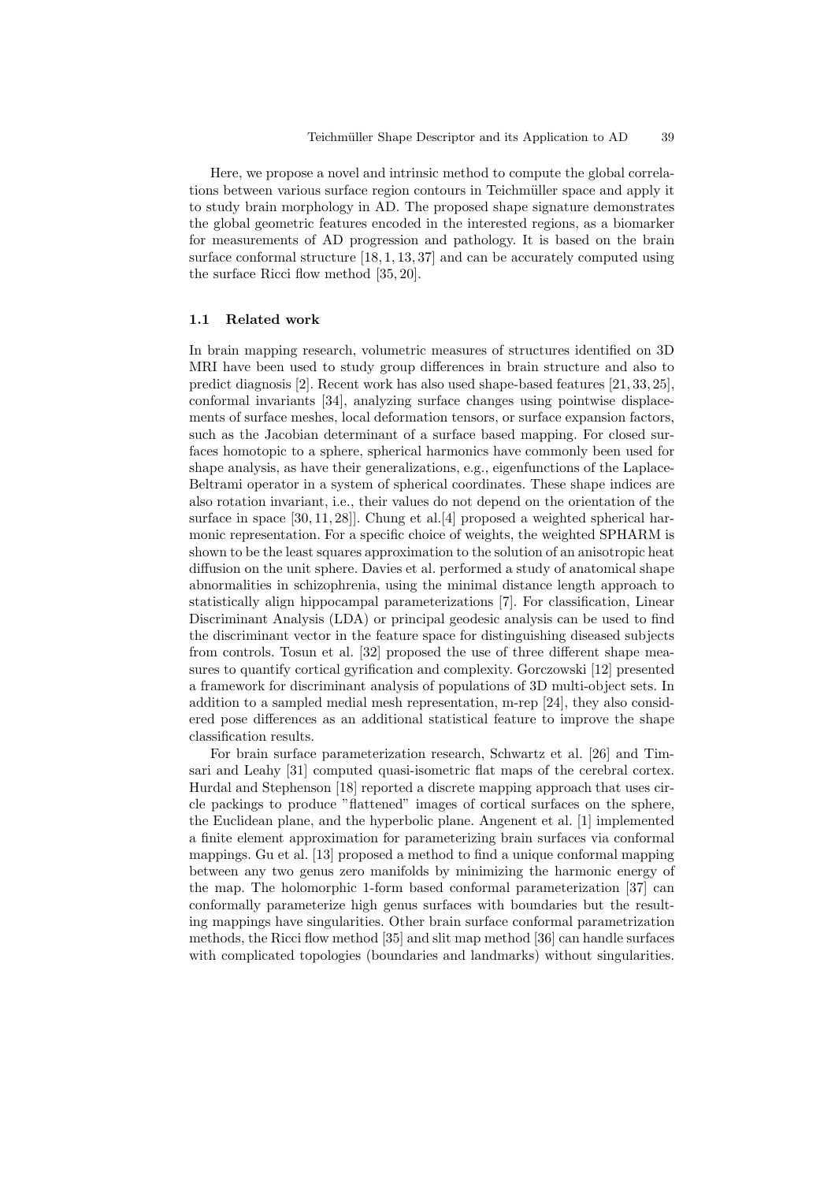Here, we propose a novel and intrinsic method to compute the global correlations between various surface region contours in Teichmüller space and apply it to study brain morphology in AD. The proposed shape signature demonstrates the global geometric features encoded in the interested regions, as a biomarker for measurements of AD progression and pathology. It is based on the brain surface conformal structure [18, 1, 13, 37] and can be accurately computed using the surface Ricci flow method [35, 20].

### 1.1 Related work

In brain mapping research, volumetric measures of structures identified on 3D MRI have been used to study group differences in brain structure and also to predict diagnosis [2]. Recent work has also used shape-based features [21, 33, 25], conformal invariants [34], analyzing surface changes using pointwise displacements of surface meshes, local deformation tensors, or surface expansion factors, such as the Jacobian determinant of a surface based mapping. For closed surfaces homotopic to a sphere, spherical harmonics have commonly been used for shape analysis, as have their generalizations, e.g., eigenfunctions of the Laplace-Beltrami operator in a system of spherical coordinates. These shape indices are also rotation invariant, i.e., their values do not depend on the orientation of the surface in space [30, 11, 28]]. Chung et al.[4] proposed a weighted spherical harmonic representation. For a specific choice of weights, the weighted SPHARM is shown to be the least squares approximation to the solution of an anisotropic heat diffusion on the unit sphere. Davies et al. performed a study of anatomical shape abnormalities in schizophrenia, using the minimal distance length approach to statistically align hippocampal parameterizations [7]. For classification, Linear Discriminant Analysis (LDA) or principal geodesic analysis can be used to find the discriminant vector in the feature space for distinguishing diseased subjects from controls. Tosun et al. [32] proposed the use of three different shape measures to quantify cortical gyrification and complexity. Gorczowski [12] presented a framework for discriminant analysis of populations of 3D multi-object sets. In addition to a sampled medial mesh representation, m-rep [24], they also considered pose differences as an additional statistical feature to improve the shape classification results.

For brain surface parameterization research, Schwartz et al. [26] and Timsari and Leahy [31] computed quasi-isometric flat maps of the cerebral cortex. Hurdal and Stephenson [18] reported a discrete mapping approach that uses circle packings to produce "flattened" images of cortical surfaces on the sphere, the Euclidean plane, and the hyperbolic plane. Angenent et al. [1] implemented a finite element approximation for parameterizing brain surfaces via conformal mappings. Gu et al. [13] proposed a method to find a unique conformal mapping between any two genus zero manifolds by minimizing the harmonic energy of the map. The holomorphic 1-form based conformal parameterization [37] can conformally parameterize high genus surfaces with boundaries but the resulting mappings have singularities. Other brain surface conformal parametrization methods, the Ricci flow method [35] and slit map method [36] can handle surfaces with complicated topologies (boundaries and landmarks) without singularities.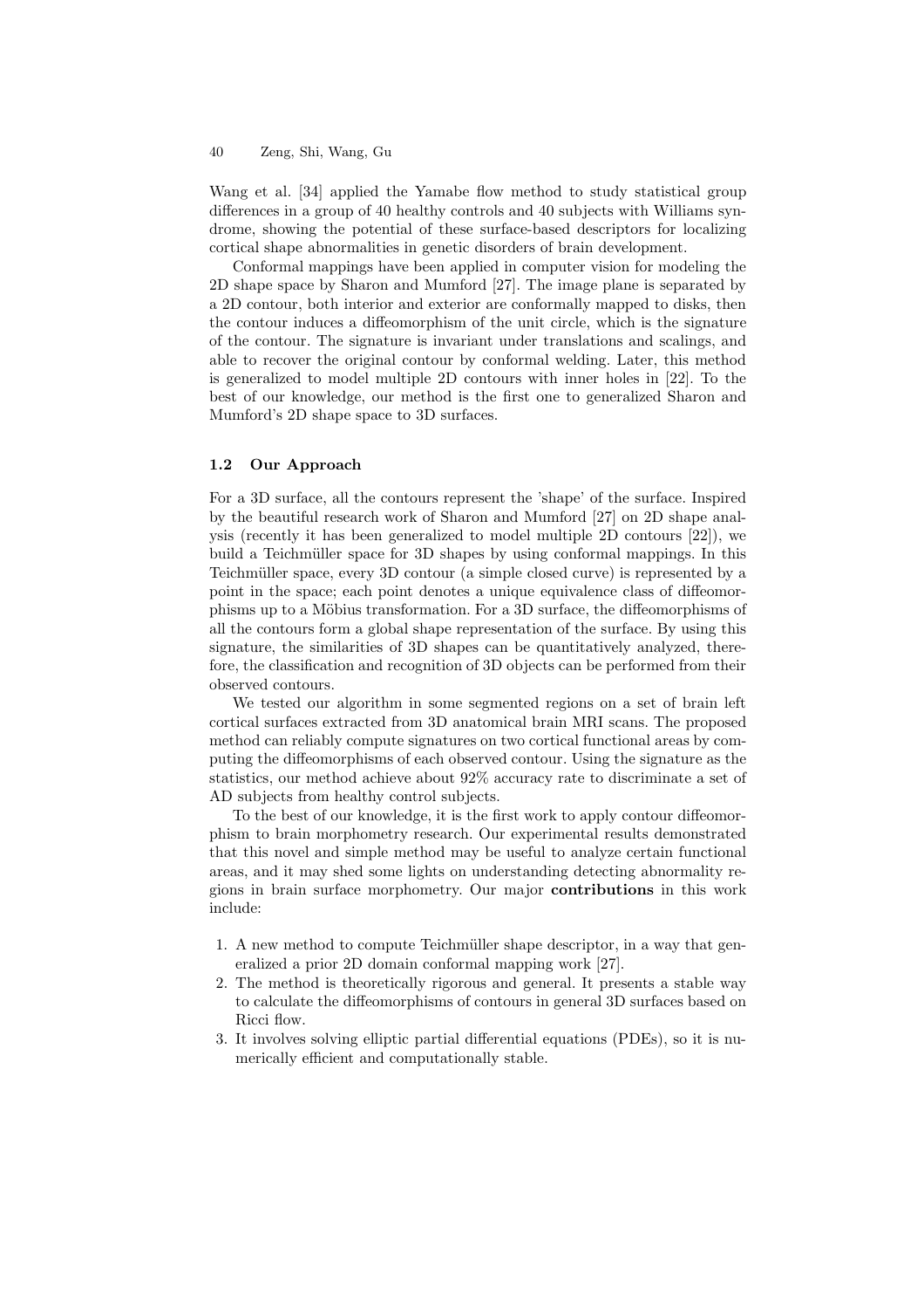Wang et al. [34] applied the Yamabe flow method to study statistical group differences in a group of 40 healthy controls and 40 subjects with Williams syndrome, showing the potential of these surface-based descriptors for localizing cortical shape abnormalities in genetic disorders of brain development.

Conformal mappings have been applied in computer vision for modeling the 2D shape space by Sharon and Mumford [27]. The image plane is separated by a 2D contour, both interior and exterior are conformally mapped to disks, then the contour induces a diffeomorphism of the unit circle, which is the signature of the contour. The signature is invariant under translations and scalings, and able to recover the original contour by conformal welding. Later, this method is generalized to model multiple 2D contours with inner holes in [22]. To the best of our knowledge, our method is the first one to generalized Sharon and Mumford's 2D shape space to 3D surfaces.

### 1.2 Our Approach

For a 3D surface, all the contours represent the 'shape' of the surface. Inspired by the beautiful research work of Sharon and Mumford [27] on 2D shape analysis (recently it has been generalized to model multiple 2D contours [22]), we build a Teichmüller space for 3D shapes by using conformal mappings. In this Teichmüller space, every 3D contour (a simple closed curve) is represented by a point in the space; each point denotes a unique equivalence class of diffeomorphisms up to a Möbius transformation. For a 3D surface, the diffeomorphisms of all the contours form a global shape representation of the surface. By using this signature, the similarities of 3D shapes can be quantitatively analyzed, therefore, the classification and recognition of 3D objects can be performed from their observed contours.

We tested our algorithm in some segmented regions on a set of brain left cortical surfaces extracted from 3D anatomical brain MRI scans. The proposed method can reliably compute signatures on two cortical functional areas by computing the diffeomorphisms of each observed contour. Using the signature as the statistics, our method achieve about 92% accuracy rate to discriminate a set of AD subjects from healthy control subjects.

To the best of our knowledge, it is the first work to apply contour diffeomorphism to brain morphometry research. Our experimental results demonstrated that this novel and simple method may be useful to analyze certain functional areas, and it may shed some lights on understanding detecting abnormality regions in brain surface morphometry. Our major **contributions** in this work include:

1. A new method to compute Teichmüller shape descriptor, in a way that generalized a prior 2D domain conformal mapping work [27].
2. The method is theoretically rigorous and general. It presents a stable way to calculate the diffeomorphisms of contours in general 3D surfaces based on Ricci flow.
3. It involves solving elliptic partial differential equations (PDEs), so it is numerically efficient and computationally stable.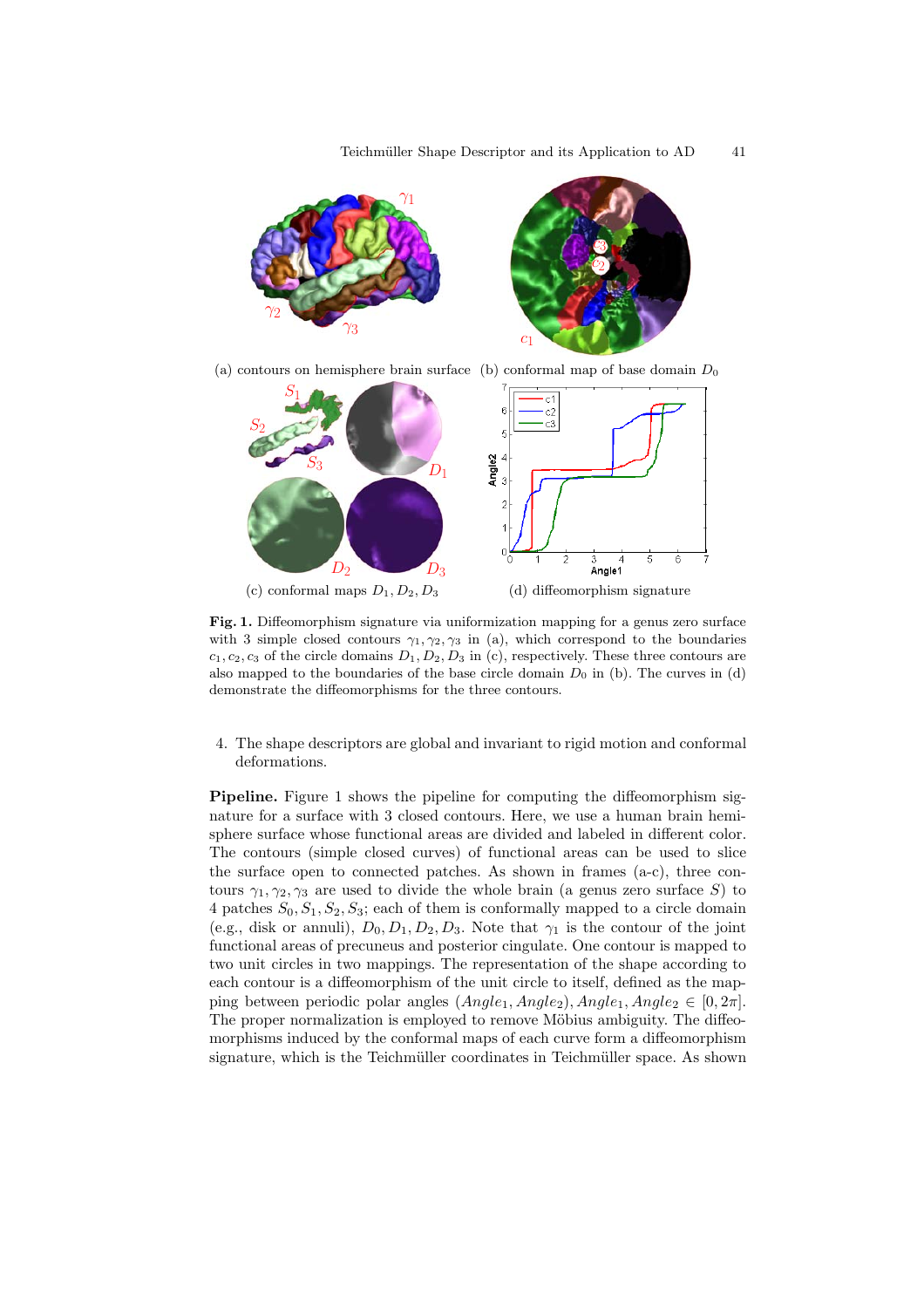(a) contours on hemisphere brain surface (b) conformal map of base domain $D_0$

(c) conformal maps $D_1, D_2, D_3$ (d) diffeomorphism signature

**Fig. 1.** Diffeomorphism signature via uniformization mapping for a genus zero surface with 3 simple closed contours $\gamma_1, \gamma_2, \gamma_3$ in (a), which correspond to the boundaries $c_1, c_2, c_3$ of the circle domains $D_1, D_2, D_3$ in (c), respectively. These three contours are also mapped to the boundaries of the base circle domain $D_0$ in (b). The curves in (d) demonstrate the diffeomorphisms for the three contours.

4. The shape descriptors are global and invariant to rigid motion and conformal deformations.

**Pipeline.** Figure 1 shows the pipeline for computing the diffeomorphism signature for a surface with 3 closed contours. Here, we use a human brain hemisphere surface whose functional areas are divided and labeled in different color. The contours (simple closed curves) of functional areas can be used to slice the surface open to connected patches. As shown in frames (a-c), three contours $\gamma_1, \gamma_2, \gamma_3$ are used to divide the whole brain (a genus zero surface $S$) to 4 patches $S_0, S_1, S_2, S_3$; each of them is conformally mapped to a circle domain (e.g., disk or annuli), $D_0, D_1, D_2, D_3$. Note that $\gamma_1$ is the contour of the joint functional areas of precuneus and posterior cingulate. One contour is mapped to two unit circles in two mappings. The representation of the shape according to each contour is a diffeomorphism of the unit circle to itself, defined as the mapping between periodic polar angles $(Angle_1, Angle_2), Angle_1, Angle_2 \in [0, 2\pi]$. The proper normalization is employed to remove Möbius ambiguity. The diffeomorphisms induced by the conformal maps of each curve form a diffeomorphism signature, which is the Teichmüller coordinates in Teichmüller space. As shown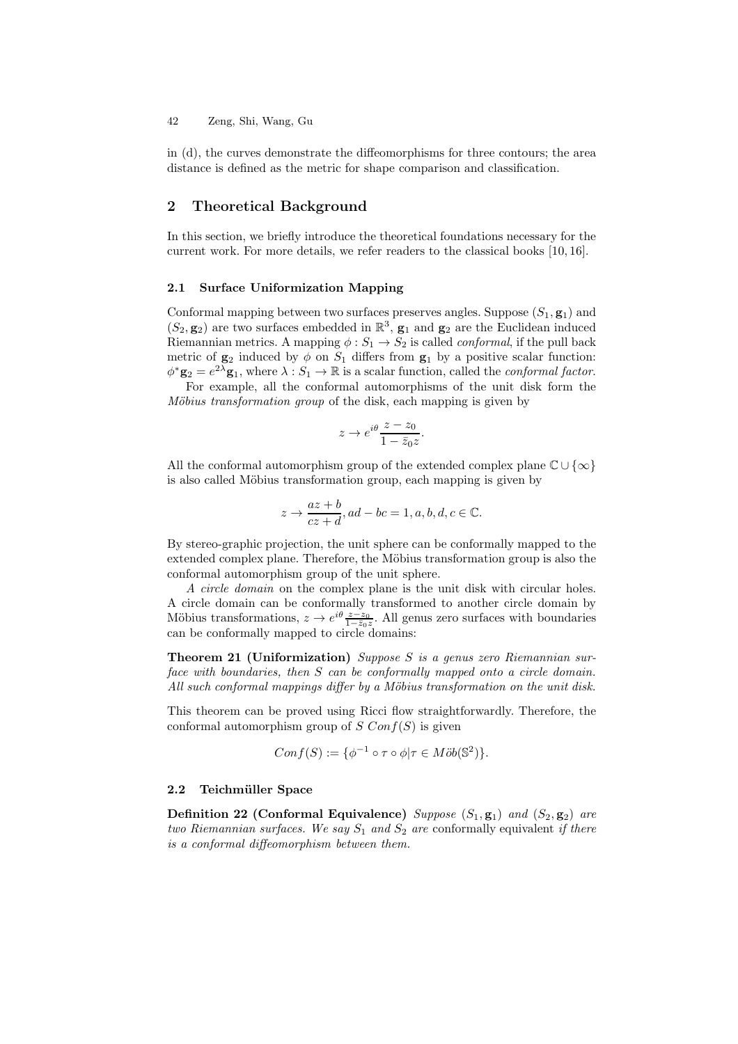in (d), the curves demonstrate the diffeomorphisms for three contours; the area distance is defined as the metric for shape comparison and classification.

## 2 Theoretical Background

In this section, we briefly introduce the theoretical foundations necessary for the current work. For more details, we refer readers to the classical books [10, 16].

### 2.1 Surface Uniformization Mapping

Conformal mapping between two surfaces preserves angles. Suppose $(S_1, \mathbf{g}_1)$ and $(S_2, \mathbf{g}_2)$ are two surfaces embedded in $\mathbb{R}^3$, $\mathbf{g}_1$ and $\mathbf{g}_2$ are the Euclidean induced Riemannian metrics. A mapping $\phi : S_1 \to S_2$ is called *conformal*, if the pull back metric of $\mathbf{g}_2$ induced by $\phi$ on $S_1$ differs from $\mathbf{g}_1$ by a positive scalar function: $\phi^* \mathbf{g}_2 = e^{2\lambda} \mathbf{g}_1$, where $\lambda : S_1 \to \mathbb{R}$ is a scalar function, called the *conformal factor*.

For example, all the conformal automorphisms of the unit disk form the *Möbius transformation group* of the disk, each mapping is given by

$$z \to e^{i\theta} \frac{z - z_0}{1 - \bar{z}_0 z}.$$

All the conformal automorphism group of the extended complex plane $\mathbb{C} \cup \{\infty\}$ is also called Möbius transformation group, each mapping is given by

$$z \to \frac{az + b}{cz + d}, ad - bc = 1, a, b, d, c \in \mathbb{C}.$$

By stereo-graphic projection, the unit sphere can be conformally mapped to the extended complex plane. Therefore, the Möbius transformation group is also the conformal automorphism group of the unit sphere.

*A circle domain* on the complex plane is the unit disk with circular holes. A circle domain can be conformally transformed to another circle domain by Möbius transformations, $z \to e^{i\theta} \frac{z - z_0}{1 - \bar{z}_0 z}$. All genus zero surfaces with boundaries can be conformally mapped to circle domains:

**Theorem 21 (Uniformization)** *Suppose S is a genus zero Riemannian surface with boundaries, then S can be conformally mapped onto a circle domain. All such conformal mappings differ by a Möbius transformation on the unit disk.*

This theorem can be proved using Ricci flow straightforwardly. Therefore, the conformal automorphism group of $S$ $Conf(S)$ is given

$$Conf(S) := \{\phi^{-1} \circ \tau \circ \phi | \tau \in M\ddot{o}b(\mathbb{S}^2)\}.$$

### 2.2 Teichmüller Space

**Definition 22 (Conformal Equivalence)** *Suppose $(S_1, \mathbf{g}_1)$ and $(S_2, \mathbf{g}_2)$ are two Riemannian surfaces. We say $S_1$ and $S_2$ are* conformally equivalent *if there is a conformal diffeomorphism between them.*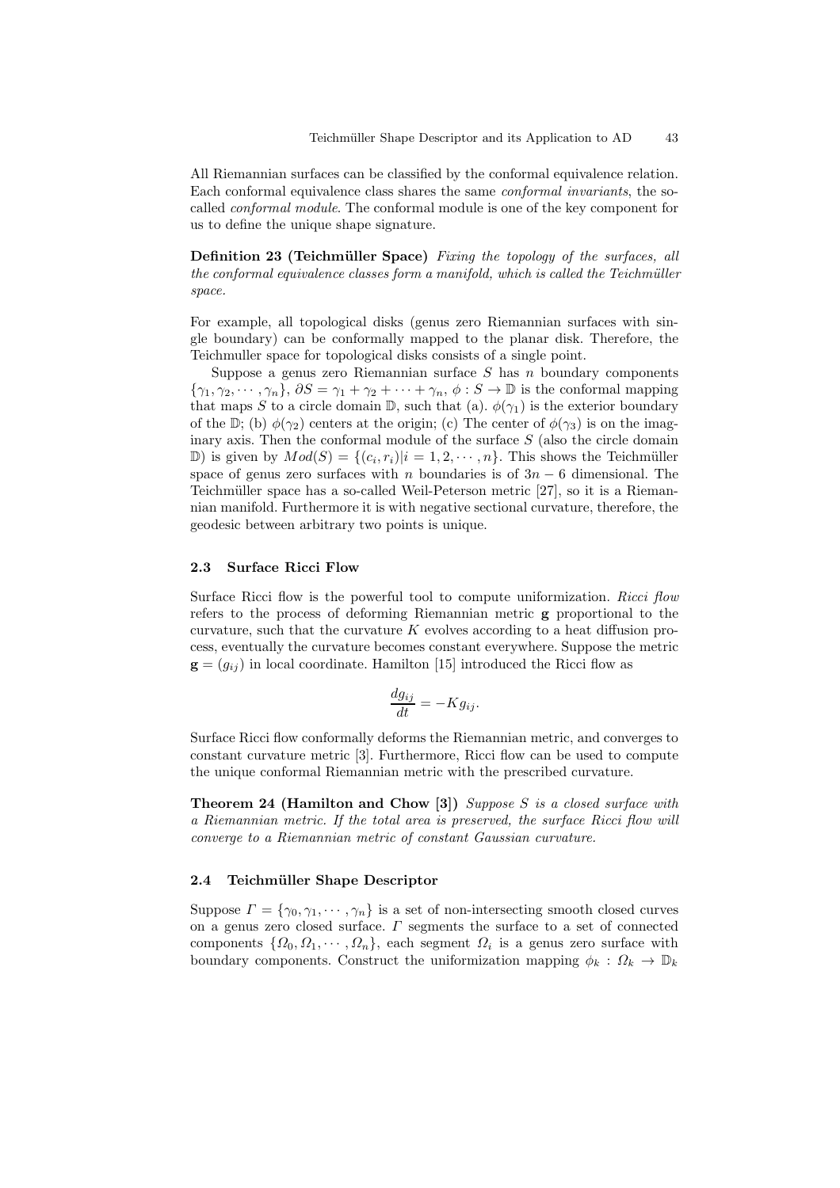All Riemannian surfaces can be classified by the conformal equivalence relation. Each conformal equivalence class shares the same *conformal invariants*, the so-called *conformal module*. The conformal module is one of the key component for us to define the unique shape signature.

**Definition 23 (Teichmüller Space)** *Fixing the topology of the surfaces, all the conformal equivalence classes form a manifold, which is called the Teichmüller space.*

For example, all topological disks (genus zero Riemannian surfaces with single boundary) can be conformally mapped to the planar disk. Therefore, the Teichmuller space for topological disks consists of a single point.

Suppose a genus zero Riemannian surface $S$ has $n$ boundary components $\{\gamma_1, \gamma_2, \cdots, \gamma_n\}$, $\partial S = \gamma_1 + \gamma_2 + \cdots + \gamma_n$, $\phi : S \to \mathbb{D}$ is the conformal mapping that maps $S$ to a circle domain $\mathbb{D}$, such that (a). $\phi(\gamma_1)$ is the exterior boundary of the $\mathbb{D}$; (b) $\phi(\gamma_2)$ centers at the origin; (c) The center of $\phi(\gamma_3)$ is on the imaginary axis. Then the conformal module of the surface $S$ (also the circle domain $\mathbb{D}$) is given by $Mod(S) = \{(c_i, r_i) | i = 1, 2, \cdots, n\}$. This shows the Teichmüller space of genus zero surfaces with $n$ boundaries is of $3n - 6$ dimensional. The Teichmüller space has a so-called Weil-Peterson metric [27], so it is a Riemannian manifold. Furthermore it is with negative sectional curvature, therefore, the geodesic between arbitrary two points is unique.

### 2.3 Surface Ricci Flow

Surface Ricci flow is the powerful tool to compute uniformization. *Ricci flow* refers to the process of deforming Riemannian metric $\mathbf{g}$ proportional to the curvature, such that the curvature $K$ evolves according to a heat diffusion process, eventually the curvature becomes constant everywhere. Suppose the metric $\mathbf{g} = (g_{ij})$ in local coordinate. Hamilton [15] introduced the Ricci flow as

$$\frac{dg_{ij}}{dt} = -K g_{ij}.$$

Surface Ricci flow conformally deforms the Riemannian metric, and converges to constant curvature metric [3]. Furthermore, Ricci flow can be used to compute the unique conformal Riemannian metric with the prescribed curvature.

**Theorem 24 (Hamilton and Chow [3])** *Suppose $S$ is a closed surface with a Riemannian metric. If the total area is preserved, the surface Ricci flow will converge to a Riemannian metric of constant Gaussian curvature.*

### 2.4 Teichmüller Shape Descriptor

Suppose $\Gamma = \{\gamma_0, \gamma_1, \cdots, \gamma_n\}$ is a set of non-intersecting smooth closed curves on a genus zero closed surface. $\Gamma$ segments the surface to a set of connected components $\{\Omega_0, \Omega_1, \cdots, \Omega_n\}$, each segment $\Omega_i$ is a genus zero surface with boundary components. Construct the uniformization mapping $\phi_k : \Omega_k \to \mathbb{D}_k$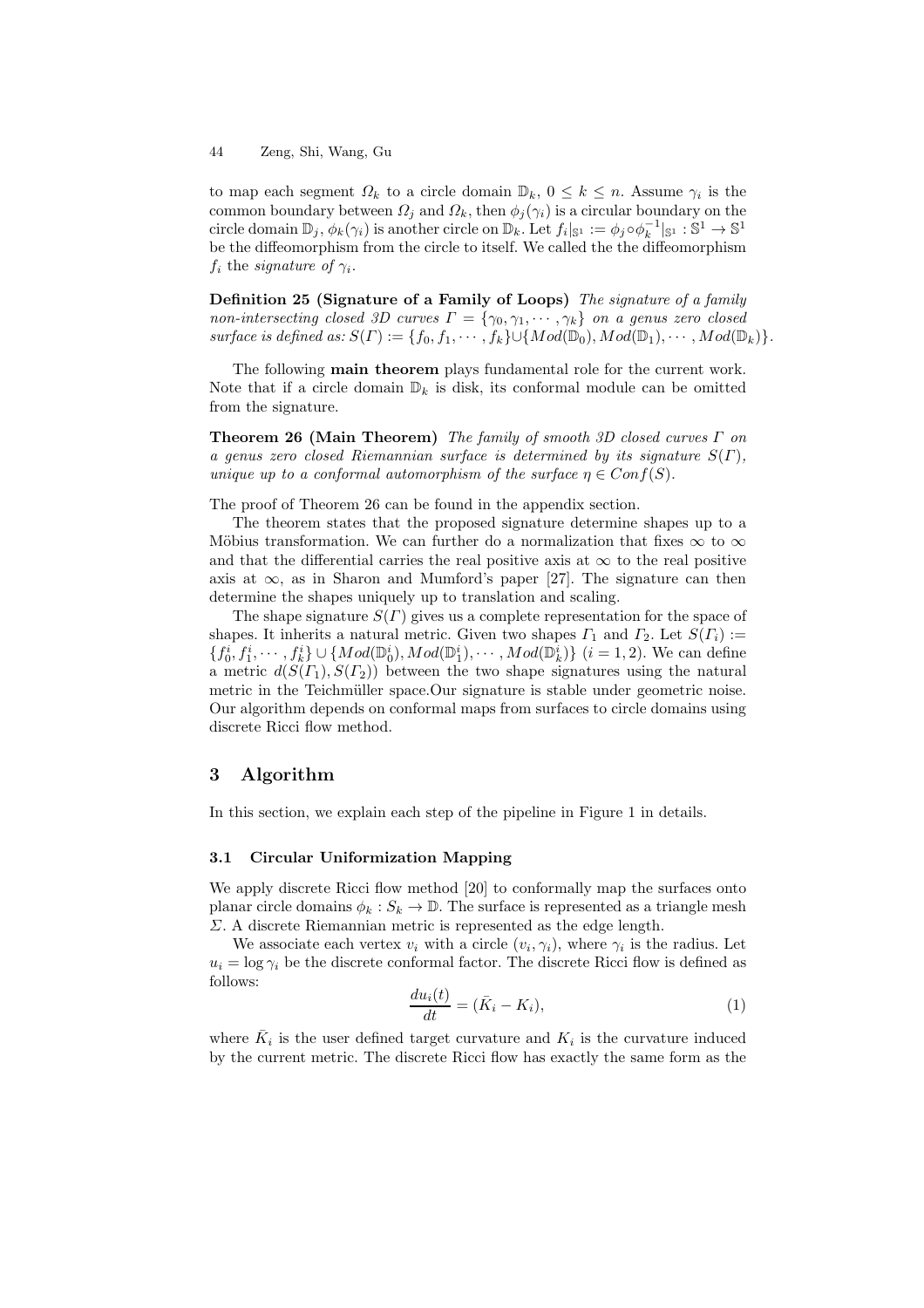to map each segment $\Omega_k$ to a circle domain $\mathbb{D}_k$, $0 \leq k \leq n$. Assume $\gamma_i$ is the common boundary between $\Omega_j$ and $\Omega_k$, then $\phi_j(\gamma_i)$ is a circular boundary on the circle domain $\mathbb{D}_j$, $\phi_k(\gamma_i)$ is another circle on $\mathbb{D}_k$. Let $f_i|_{\mathbb{S}^1} := \phi_j \circ \phi_k^{-1}|_{\mathbb{S}^1} : \mathbb{S}^1 \to \mathbb{S}^1$ be the diffeomorphism from the circle to itself. We called the the diffeomorphism $f_i$ the *signature of* $\gamma_i$.

**Definition 25 (Signature of a Family of Loops)** *The signature of a family non-intersecting closed 3D curves $\Gamma = \{\gamma_0, \gamma_1, \cdots, \gamma_k\}$ on a genus zero closed surface is defined as: $S(\Gamma) := \{f_0, f_1, \cdots, f_k\} \cup \{Mod(\mathbb{D}_0), Mod(\mathbb{D}_1), \cdots, Mod(\mathbb{D}_k)\}$.*

The following **main theorem** plays fundamental role for the current work. Note that if a circle domain $\mathbb{D}_k$ is disk, its conformal module can be omitted from the signature.

**Theorem 26 (Main Theorem)** *The family of smooth 3D closed curves $\Gamma$ on a genus zero closed Riemannian surface is determined by its signature $S(\Gamma)$, unique up to a conformal automorphism of the surface $\eta \in Conf(S)$.*

The proof of Theorem 26 can be found in the appendix section.

The theorem states that the proposed signature determine shapes up to a Möbius transformation. We can further do a normalization that fixes $\infty$ to $\infty$ and that the differential carries the real positive axis at $\infty$ to the real positive axis at $\infty$, as in Sharon and Mumford's paper [27]. The signature can then determine the shapes uniquely up to translation and scaling.

The shape signature $S(\Gamma)$ gives us a complete representation for the space of shapes. It inherits a natural metric. Given two shapes $\Gamma_1$ and $\Gamma_2$. Let $S(\Gamma_i) := \{f_0^i, f_1^i, \cdots, f_k^i\} \cup \{Mod(\mathbb{D}_0^i), Mod(\mathbb{D}_1^i), \cdots, Mod(\mathbb{D}_k^i)\}$ $(i = 1, 2)$. We can define a metric $d(S(\Gamma_1), S(\Gamma_2))$ between the two shape signatures using the natural metric in the Teichmüller space.Our signature is stable under geometric noise. Our algorithm depends on conformal maps from surfaces to circle domains using discrete Ricci flow method.

## 3 Algorithm

In this section, we explain each step of the pipeline in Figure 1 in details.

### 3.1 Circular Uniformization Mapping

We apply discrete Ricci flow method [20] to conformally map the surfaces onto planar circle domains $\phi_k : S_k \to \mathbb{D}$. The surface is represented as a triangle mesh $\Sigma$. A discrete Riemannian metric is represented as the edge length.

We associate each vertex $v_i$ with a circle $(v_i, \gamma_i)$, where $\gamma_i$ is the radius. Let $u_i = \log \gamma_i$ be the discrete conformal factor. The discrete Ricci flow is defined as follows:

$$\frac{du_i(t)}{dt} = (\bar{K}_i - K_i), \tag{1}$$

where $\bar{K}_i$ is the user defined target curvature and $K_i$ is the curvature induced by the current metric. The discrete Ricci flow has exactly the same form as the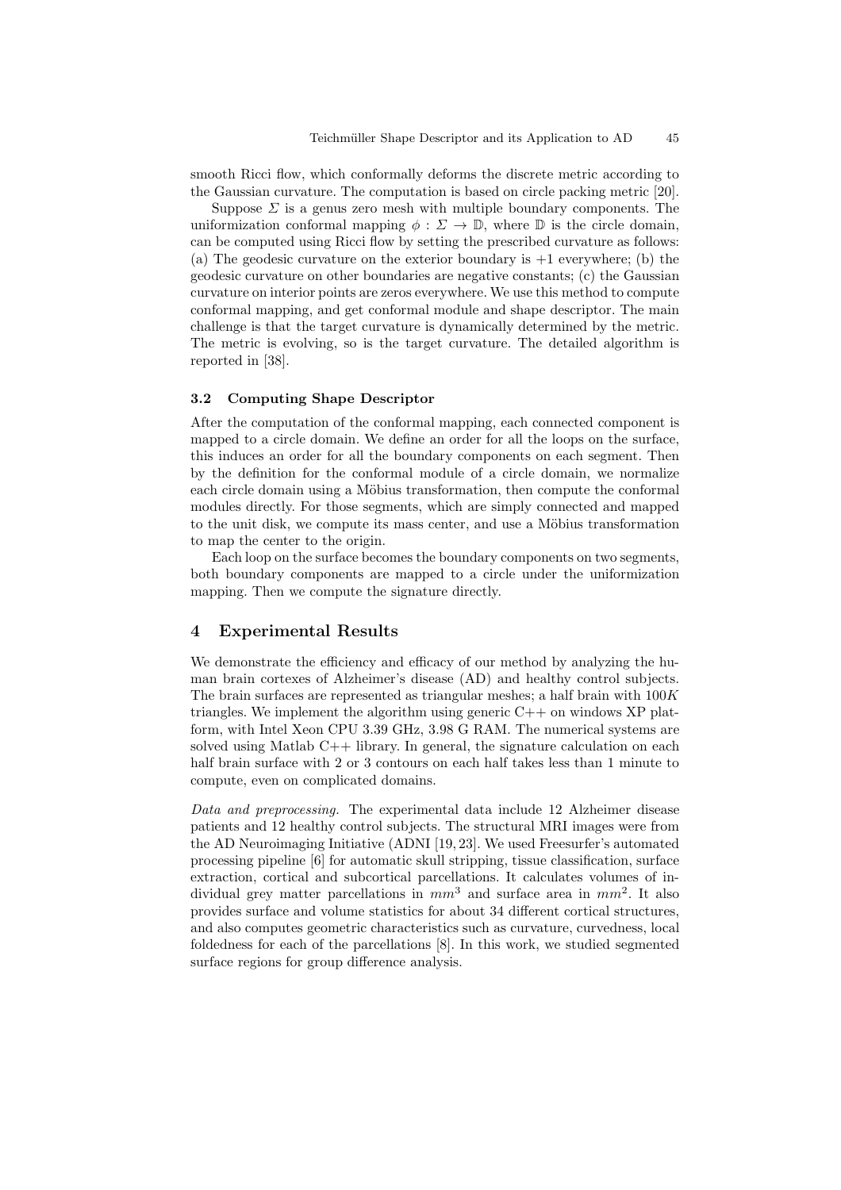smooth Ricci flow, which conformally deforms the discrete metric according to the Gaussian curvature. The computation is based on circle packing metric [20].

Suppose $\Sigma$ is a genus zero mesh with multiple boundary components. The uniformization conformal mapping $\phi : \Sigma \to \mathbb{D}$, where $\mathbb{D}$ is the circle domain, can be computed using Ricci flow by setting the prescribed curvature as follows: (a) The geodesic curvature on the exterior boundary is $+1$ everywhere; (b) the geodesic curvature on other boundaries are negative constants; (c) the Gaussian curvature on interior points are zeros everywhere. We use this method to compute conformal mapping, and get conformal module and shape descriptor. The main challenge is that the target curvature is dynamically determined by the metric. The metric is evolving, so is the target curvature. The detailed algorithm is reported in [38].

### 3.2 Computing Shape Descriptor

After the computation of the conformal mapping, each connected component is mapped to a circle domain. We define an order for all the loops on the surface, this induces an order for all the boundary components on each segment. Then by the definition for the conformal module of a circle domain, we normalize each circle domain using a Möbius transformation, then compute the conformal modules directly. For those segments, which are simply connected and mapped to the unit disk, we compute its mass center, and use a Möbius transformation to map the center to the origin.

Each loop on the surface becomes the boundary components on two segments, both boundary components are mapped to a circle under the uniformization mapping. Then we compute the signature directly.

## 4 Experimental Results

We demonstrate the efficiency and efficacy of our method by analyzing the human brain cortexes of Alzheimer's disease (AD) and healthy control subjects. The brain surfaces are represented as triangular meshes; a half brain with $100K$ triangles. We implement the algorithm using generic C++ on windows XP platform, with Intel Xeon CPU 3.39 GHz, 3.98 G RAM. The numerical systems are solved using Matlab C++ library. In general, the signature calculation on each half brain surface with 2 or 3 contours on each half takes less than 1 minute to compute, even on complicated domains.

*Data and preprocessing.* The experimental data include 12 Alzheimer disease patients and 12 healthy control subjects. The structural MRI images were from the AD Neuroimaging Initiative (ADNI [19, 23]. We used Freesurfer's automated processing pipeline [6] for automatic skull stripping, tissue classification, surface extraction, cortical and subcortical parcellations. It calculates volumes of individual grey matter parcellations in $mm^3$ and surface area in $mm^2$. It also provides surface and volume statistics for about 34 different cortical structures, and also computes geometric characteristics such as curvature, curvedness, local foldedness for each of the parcellations [8]. In this work, we studied segmented surface regions for group difference analysis.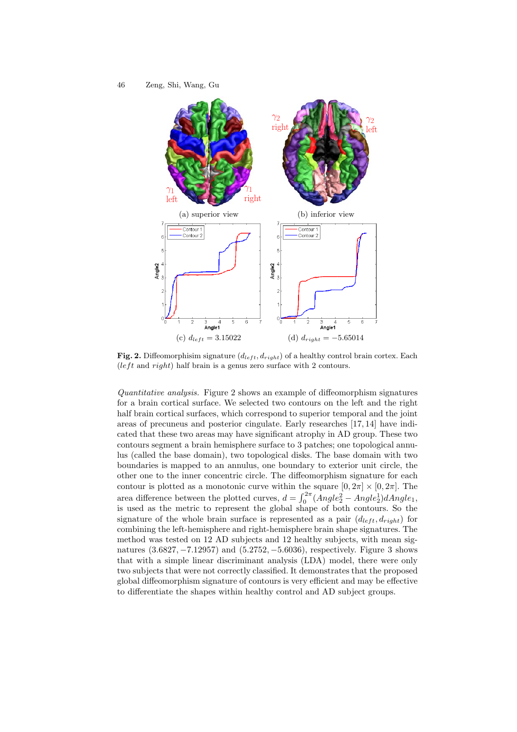(a) superior view

(b) inferior view

(c) $d_{left} = 3.15022$

(d) $d_{right} = -5.65014$

**Fig. 2.** Diffeomorphisim signature $(d_{left}, d_{right})$ of a healthy control brain cortex. Each (*left* and *right*) half brain is a genus zero surface with 2 contours.

*Quantitative analysis.* Figure 2 shows an example of diffeomorphism signatures for a brain cortical surface. We selected two contours on the left and the right half brain cortical surfaces, which correspond to superior temporal and the joint areas of precuneus and posterior cingulate. Early researches [17, 14] have indicated that these two areas may have significant atrophy in AD group. These two contours segment a brain hemisphere surface to 3 patches; one topological annulus (called the base domain), two topological disks. The base domain with two boundaries is mapped to an annulus, one boundary to exterior unit circle, the other one to the inner concentric circle. The diffeomorphism signature for each contour is plotted as a monotonic curve within the square $[0, 2\pi] \times [0, 2\pi]$. The area difference between the plotted curves, $d = \int_0^{2\pi}(Angle_2^2 - Angle_2^1)dAngle_1$, is used as the metric to represent the global shape of both contours. So the signature of the whole brain surface is represented as a pair $(d_{left}, d_{right})$ for combining the left-hemisphere and right-hemisphere brain shape signatures. The method was tested on 12 AD subjects and 12 healthy subjects, with mean signatures $(3.6827, -7.12957)$ and $(5.2752, -5.6036)$, respectively. Figure 3 shows that with a simple linear discriminant analysis (LDA) model, there were only two subjects that were not correctly classified. It demonstrates that the proposed global diffeomorphism signature of contours is very efficient and may be effective to differentiate the shapes within healthy control and AD subject groups.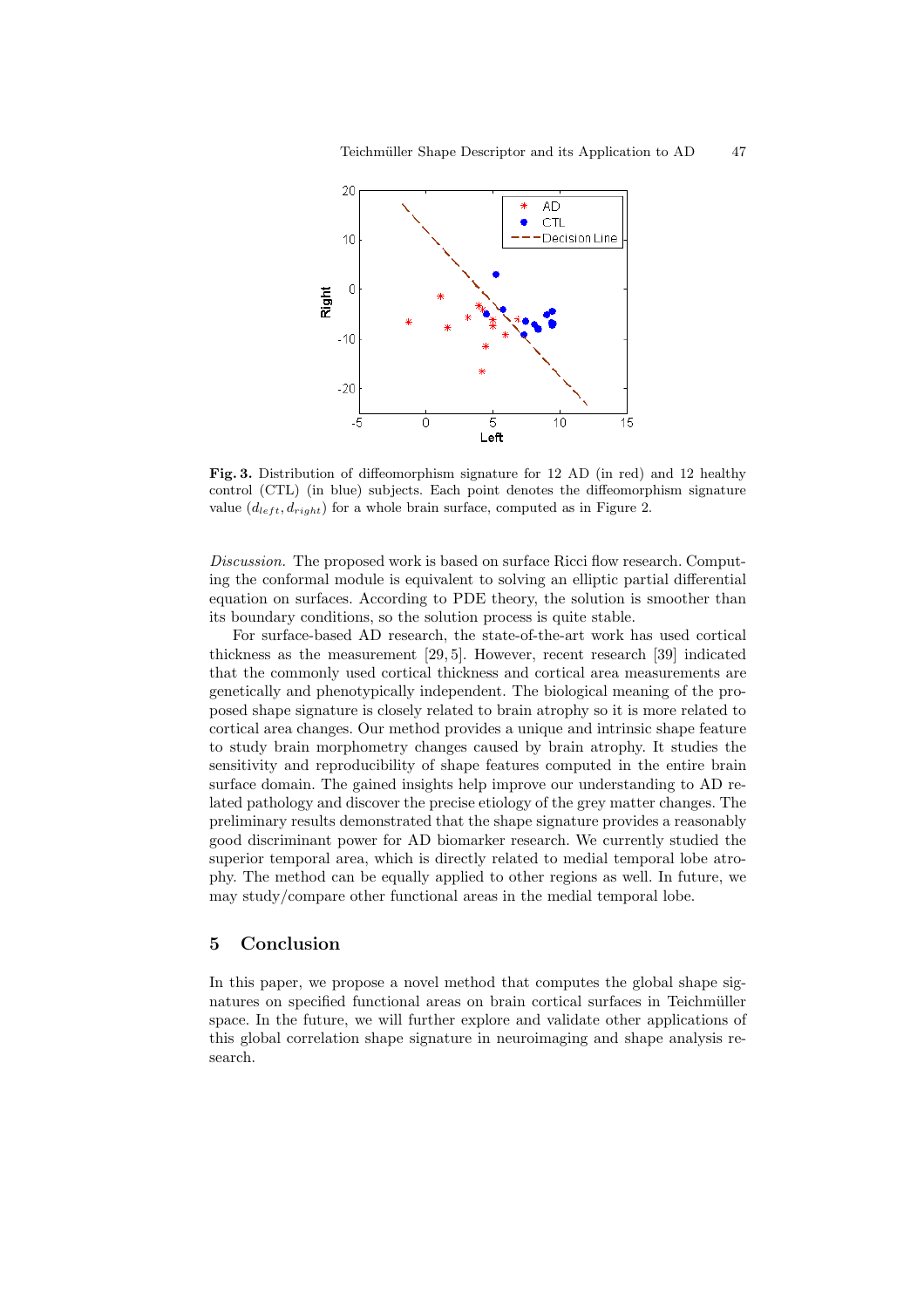**Fig. 3.** Distribution of diffeomorphism signature for 12 AD (in red) and 12 healthy control (CTL) (in blue) subjects. Each point denotes the diffeomorphism signature value $(d_{left}, d_{right})$ for a whole brain surface, computed as in Figure 2.

*Discussion.* The proposed work is based on surface Ricci flow research. Computing the conformal module is equivalent to solving an elliptic partial differential equation on surfaces. According to PDE theory, the solution is smoother than its boundary conditions, so the solution process is quite stable.

For surface-based AD research, the state-of-the-art work has used cortical thickness as the measurement [29, 5]. However, recent research [39] indicated that the commonly used cortical thickness and cortical area measurements are genetically and phenotypically independent. The biological meaning of the proposed shape signature is closely related to brain atrophy so it is more related to cortical area changes. Our method provides a unique and intrinsic shape feature to study brain morphometry changes caused by brain atrophy. It studies the sensitivity and reproducibility of shape features computed in the entire brain surface domain. The gained insights help improve our understanding to AD related pathology and discover the precise etiology of the grey matter changes. The preliminary results demonstrated that the shape signature provides a reasonably good discriminant power for AD biomarker research. We currently studied the superior temporal area, which is directly related to medial temporal lobe atrophy. The method can be equally applied to other regions as well. In future, we may study/compare other functional areas in the medial temporal lobe.

## 5 Conclusion

In this paper, we propose a novel method that computes the global shape signatures on specified functional areas on brain cortical surfaces in Teichmüller space. In the future, we will further explore and validate other applications of this global correlation shape signature in neuroimaging and shape analysis research.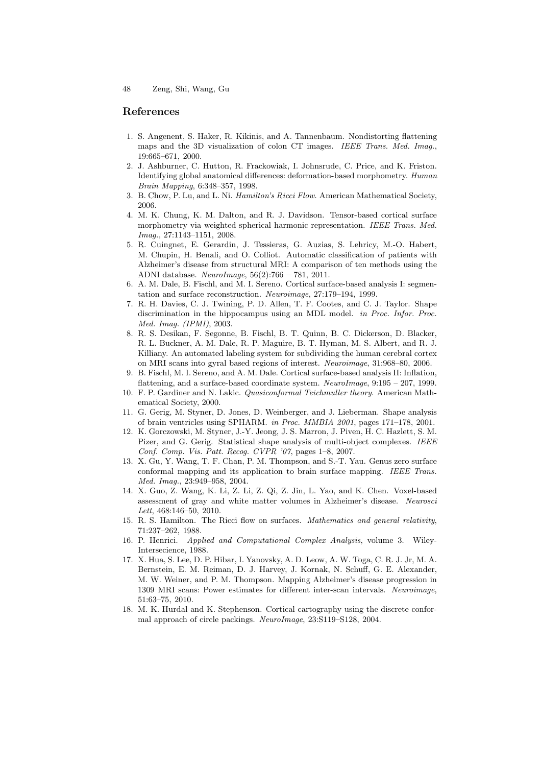## References

1. S. Angenent, S. Haker, R. Kikinis, and A. Tannenbaum. Nondistorting flattening maps and the 3D visualization of colon CT images. *IEEE Trans. Med. Imag.*, 19:665–671, 2000.
2. J. Ashburner, C. Hutton, R. Frackowiak, I. Johnsrude, C. Price, and K. Friston. Identifying global anatomical differences: deformation-based morphometry. *Human Brain Mapping*, 6:348–357, 1998.
3. B. Chow, P. Lu, and L. Ni. *Hamilton's Ricci Flow*. American Mathematical Society, 2006.
4. M. K. Chung, K. M. Dalton, and R. J. Davidson. Tensor-based cortical surface morphometry via weighted spherical harmonic representation. *IEEE Trans. Med. Imag.*, 27:1143–1151, 2008.
5. R. Cuingnet, E. Gerardin, J. Tessieras, G. Auzias, S. Lehricy, M.-O. Habert, M. Chupin, H. Benali, and O. Colliot. Automatic classification of patients with Alzheimer's disease from structural MRI: A comparison of ten methods using the ADNI database. *NeuroImage*, 56(2):766 – 781, 2011.
6. A. M. Dale, B. Fischl, and M. I. Sereno. Cortical surface-based analysis I: segmentation and surface reconstruction. *Neuroimage*, 27:179–194, 1999.
7. R. H. Davies, C. J. Twining, P. D. Allen, T. F. Cootes, and C. J. Taylor. Shape discrimination in the hippocampus using an MDL model. *in Proc. Infor. Proc. Med. Imag. (IPMI)*, 2003.
8. R. S. Desikan, F. Segonne, B. Fischl, B. T. Quinn, B. C. Dickerson, D. Blacker, R. L. Buckner, A. M. Dale, R. P. Maguire, B. T. Hyman, M. S. Albert, and R. J. Killiany. An automated labeling system for subdividing the human cerebral cortex on MRI scans into gyral based regions of interest. *Neuroimage*, 31:968–80, 2006.
9. B. Fischl, M. I. Sereno, and A. M. Dale. Cortical surface-based analysis II: Inflation, flattening, and a surface-based coordinate system. *NeuroImage*, 9:195 – 207, 1999.
10. F. P. Gardiner and N. Lakic. *Quasiconformal Teichmuller theory*. American Mathematical Society, 2000.
11. G. Gerig, M. Styner, D. Jones, D. Weinberger, and J. Lieberman. Shape analysis of brain ventricles using SPHARM. *in Proc. MMBIA 2001*, pages 171–178, 2001.
12. K. Gorczowski, M. Styner, J.-Y. Jeong, J. S. Marron, J. Piven, H. C. Hazlett, S. M. Pizer, and G. Gerig. Statistical shape analysis of multi-object complexes. *IEEE Conf. Comp. Vis. Patt. Recog. CVPR '07*, pages 1–8, 2007.
13. X. Gu, Y. Wang, T. F. Chan, P. M. Thompson, and S.-T. Yau. Genus zero surface conformal mapping and its application to brain surface mapping. *IEEE Trans. Med. Imag.*, 23:949–958, 2004.
14. X. Guo, Z. Wang, K. Li, Z. Li, Z. Qi, Z. Jin, L. Yao, and K. Chen. Voxel-based assessment of gray and white matter volumes in Alzheimer's disease. *Neurosci Lett*, 468:146–50, 2010.
15. R. S. Hamilton. The Ricci flow on surfaces. *Mathematics and general relativity*, 71:237–262, 1988.
16. P. Henrici. *Applied and Computational Complex Analysis*, volume 3. Wiley-Intersecience, 1988.
17. X. Hua, S. Lee, D. P. Hibar, I. Yanovsky, A. D. Leow, A. W. Toga, C. R. J. Jr, M. A. Bernstein, E. M. Reiman, D. J. Harvey, J. Kornak, N. Schuff, G. E. Alexander, M. W. Weiner, and P. M. Thompson. Mapping Alzheimer's disease progression in 1309 MRI scans: Power estimates for different inter-scan intervals. *Neuroimage*, 51:63–75, 2010.
18. M. K. Hurdal and K. Stephenson. Cortical cartography using the discrete conformal approach of circle packings. *NeuroImage*, 23:S119–S128, 2004.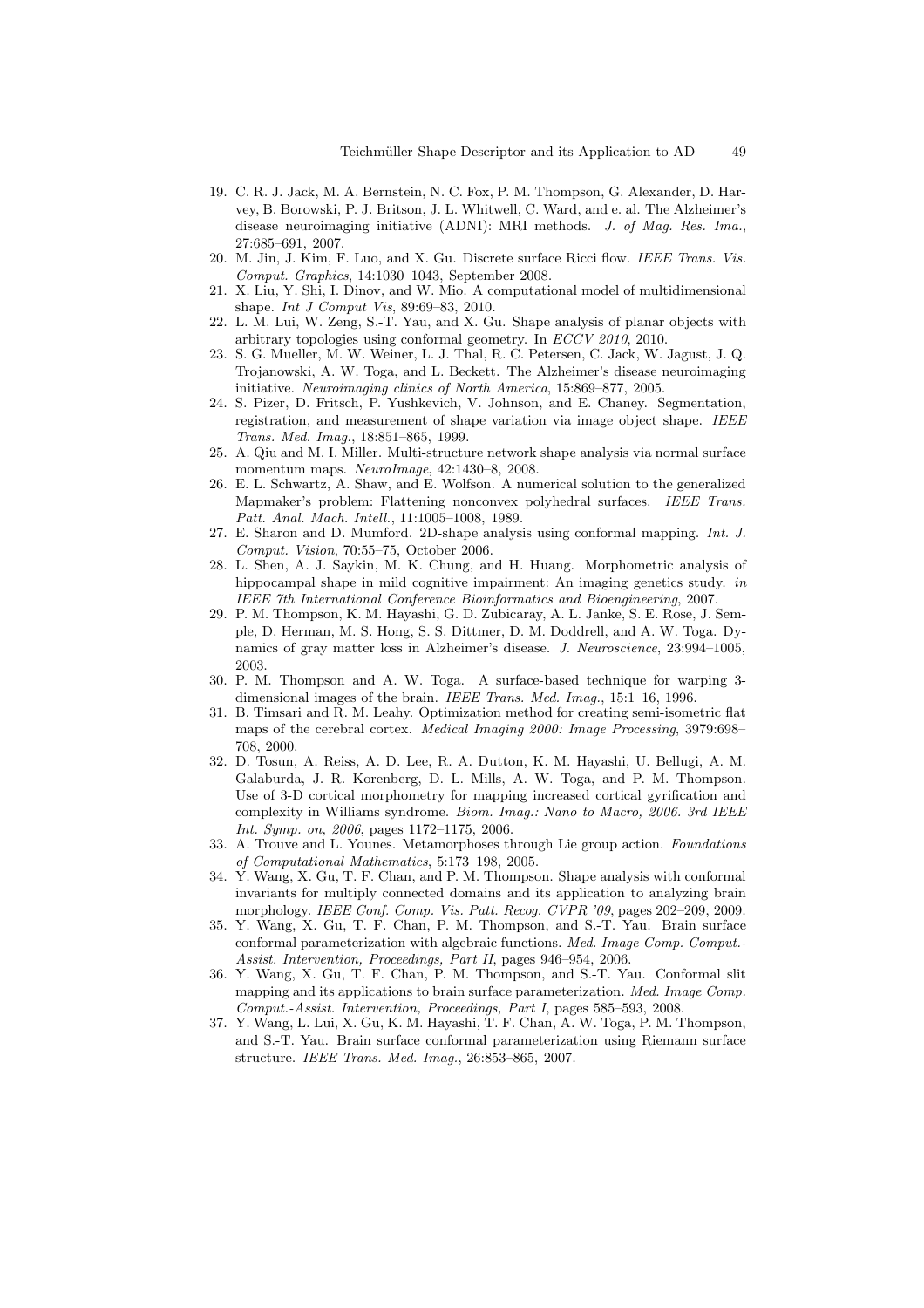19. C. R. J. Jack, M. A. Bernstein, N. C. Fox, P. M. Thompson, G. Alexander, D. Harvey, B. Borowski, P. J. Britson, J. L. Whitwell, C. Ward, and e. al. The Alzheimer's disease neuroimaging initiative (ADNI): MRI methods. *J. of Mag. Res. Ima.*, 27:685–691, 2007.
20. M. Jin, J. Kim, F. Luo, and X. Gu. Discrete surface Ricci flow. *IEEE Trans. Vis. Comput. Graphics*, 14:1030–1043, September 2008.
21. X. Liu, Y. Shi, I. Dinov, and W. Mio. A computational model of multidimensional shape. *Int J Comput Vis*, 89:69–83, 2010.
22. L. M. Lui, W. Zeng, S.-T. Yau, and X. Gu. Shape analysis of planar objects with arbitrary topologies using conformal geometry. In *ECCV 2010*, 2010.
23. S. G. Mueller, M. W. Weiner, L. J. Thal, R. C. Petersen, C. Jack, W. Jagust, J. Q. Trojanowski, A. W. Toga, and L. Beckett. The Alzheimer's disease neuroimaging initiative. *Neuroimaging clinics of North America*, 15:869–877, 2005.
24. S. Pizer, D. Fritsch, P. Yushkevich, V. Johnson, and E. Chaney. Segmentation, registration, and measurement of shape variation via image object shape. *IEEE Trans. Med. Imag.*, 18:851–865, 1999.
25. A. Qiu and M. I. Miller. Multi-structure network shape analysis via normal surface momentum maps. *NeuroImage*, 42:1430–8, 2008.
26. E. L. Schwartz, A. Shaw, and E. Wolfson. A numerical solution to the generalized Mapmaker's problem: Flattening nonconvex polyhedral surfaces. *IEEE Trans. Patt. Anal. Mach. Intell.*, 11:1005–1008, 1989.
27. E. Sharon and D. Mumford. 2D-shape analysis using conformal mapping. *Int. J. Comput. Vision*, 70:55–75, October 2006.
28. L. Shen, A. J. Saykin, M. K. Chung, and H. Huang. Morphometric analysis of hippocampal shape in mild cognitive impairment: An imaging genetics study. *in IEEE 7th International Conference Bioinformatics and Bioengineering*, 2007.
29. P. M. Thompson, K. M. Hayashi, G. D. Zubicaray, A. L. Janke, S. E. Rose, J. Semple, D. Herman, M. S. Hong, S. S. Dittmer, D. M. Doddrell, and A. W. Toga. Dynamics of gray matter loss in Alzheimer's disease. *J. Neuroscience*, 23:994–1005, 2003.
30. P. M. Thompson and A. W. Toga. A surface-based technique for warping 3-dimensional images of the brain. *IEEE Trans. Med. Imag.*, 15:1–16, 1996.
31. B. Timsari and R. M. Leahy. Optimization method for creating semi-isometric flat maps of the cerebral cortex. *Medical Imaging 2000: Image Processing*, 3979:698–708, 2000.
32. D. Tosun, A. Reiss, A. D. Lee, R. A. Dutton, K. M. Hayashi, U. Bellugi, A. M. Galaburda, J. R. Korenberg, D. L. Mills, A. W. Toga, and P. M. Thompson. Use of 3-D cortical morphometry for mapping increased cortical gyrification and complexity in Williams syndrome. *Biom. Imag.: Nano to Macro, 2006. 3rd IEEE Int. Symp. on, 2006*, pages 1172–1175, 2006.
33. A. Trouve and L. Younes. Metamorphoses through Lie group action. *Foundations of Computational Mathematics*, 5:173–198, 2005.
34. Y. Wang, X. Gu, T. F. Chan, and P. M. Thompson. Shape analysis with conformal invariants for multiply connected domains and its application to analyzing brain morphology. *IEEE Conf. Comp. Vis. Patt. Recog. CVPR '09*, pages 202–209, 2009.
35. Y. Wang, X. Gu, T. F. Chan, P. M. Thompson, and S.-T. Yau. Brain surface conformal parameterization with algebraic functions. *Med. Image Comp. Comput.-Assist. Intervention, Proceedings, Part II*, pages 946–954, 2006.
36. Y. Wang, X. Gu, T. F. Chan, P. M. Thompson, and S.-T. Yau. Conformal slit mapping and its applications to brain surface parameterization. *Med. Image Comp. Comput.-Assist. Intervention, Proceedings, Part I*, pages 585–593, 2008.
37. Y. Wang, L. Lui, X. Gu, K. M. Hayashi, T. F. Chan, A. W. Toga, P. M. Thompson, and S.-T. Yau. Brain surface conformal parameterization using Riemann surface structure. *IEEE Trans. Med. Imag.*, 26:853–865, 2007.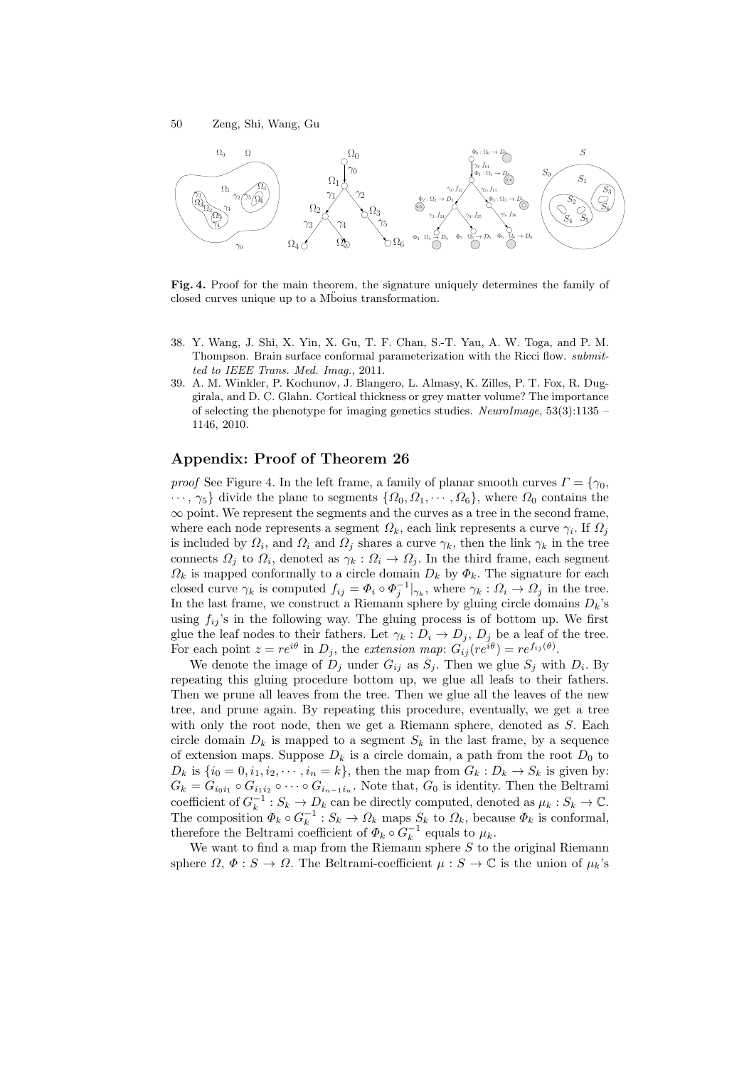**Fig. 4.** Proof for the main theorem, the signature uniquely determines the family of closed curves unique up to a Mboius transformation.

38. Y. Wang, J. Shi, X. Yin, X. Gu, T. F. Chan, S.-T. Yau, A. W. Toga, and P. M. Thompson. Brain surface conformal parameterization with the Ricci flow. *submitted to IEEE Trans. Med. Imag.*, 2011.
39. A. M. Winkler, P. Kochunov, J. Blangero, L. Almasy, K. Zilles, P. T. Fox, R. Duggirala, and D. C. Glahn. Cortical thickness or grey matter volume? The importance of selecting the phenotype for imaging genetics studies. *NeuroImage*, 53(3):1135 – 1146, 2010.

## Appendix: Proof of Theorem 26

*proof* See Figure 4. In the left frame, a family of planar smooth curves $\Gamma = \{\gamma_0, \cdots, \gamma_5\}$ divide the plane to segments $\{\Omega_0, \Omega_1, \cdots, \Omega_6\}$, where $\Omega_0$ contains the $\infty$ point. We represent the segments and the curves as a tree in the second frame, where each node represents a segment $\Omega_k$, each link represents a curve $\gamma_i$. If $\Omega_j$ is included by $\Omega_i$, and $\Omega_i$ and $\Omega_j$ shares a curve $\gamma_k$, then the link $\gamma_k$ in the tree connects $\Omega_j$ to $\Omega_i$, denoted as $\gamma_k : \Omega_i \to \Omega_j$. In the third frame, each segment $\Omega_k$ is mapped conformally to a circle domain $D_k$ by $\Phi_k$. The signature for each closed curve $\gamma_k$ is computed $f_{ij} = \Phi_i \circ \Phi_j^{-1}|_{\gamma_k}$, where $\gamma_k : \Omega_i \to \Omega_j$ in the tree. In the last frame, we construct a Riemann sphere by gluing circle domains $D_k$'s using $f_{ij}$'s in the following way. The gluing process is of bottom up. We first glue the leaf nodes to their fathers. Let $\gamma_k : D_i \to D_j$, $D_j$ be a leaf of the tree. For each point $z = re^{i\theta}$ in $D_j$, the *extension map*: $G_{ij}(re^{i\theta}) = re^{f_{ij}(\theta)}$.

We denote the image of $D_j$ under $G_{ij}$ as $S_j$. Then we glue $S_j$ with $D_i$. By repeating this gluing procedure bottom up, we glue all leafs to their fathers. Then we prune all leaves from the tree. Then we glue all the leaves of the new tree, and prune again. By repeating this procedure, eventually, we get a tree with only the root node, then we get a Riemann sphere, denoted as $S$. Each circle domain $D_k$ is mapped to a segment $S_k$ in the last frame, by a sequence of extension maps. Suppose $D_k$ is a circle domain, a path from the root $D_0$ to $D_k$ is $\{i_0 = 0, i_1, i_2, \cdots, i_n = k\}$, then the map from $G_k : D_k \to S_k$ is given by: $G_k = G_{i_0 i_1} \circ G_{i_1 i_2} \circ \cdots \circ G_{i_{n-1} i_n}$. Note that, $G_0$ is identity. Then the Beltrami coefficient of $G_k^{-1} : S_k \to D_k$ can be directly computed, denoted as $\mu_k : S_k \to \mathbb{C}$. The composition $\Phi_k \circ G_k^{-1} : S_k \to \Omega_k$ maps $S_k$ to $\Omega_k$, because $\Phi_k$ is conformal, therefore the Beltrami coefficient of $\Phi_k \circ G_k^{-1}$ equals to $\mu_k$.

We want to find a map from the Riemann sphere $S$ to the original Riemann sphere $\Omega$, $\Phi : S \to \Omega$. The Beltrami-coefficient $\mu : S \to \mathbb{C}$ is the union of $\mu_k$'s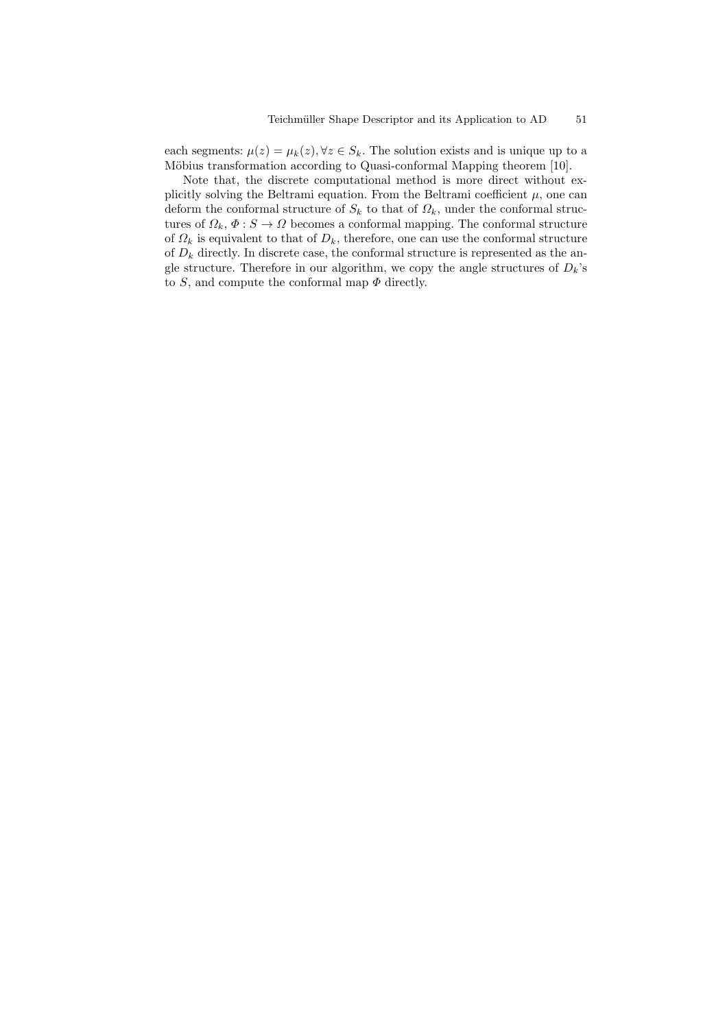each segments: $\mu(z) = \mu_k(z), \forall z \in S_k$. The solution exists and is unique up to a Möbius transformation according to Quasi-conformal Mapping theorem [10].

Note that, the discrete computational method is more direct without explicitly solving the Beltrami equation. From the Beltrami coefficient $\mu$, one can deform the conformal structure of $S_k$ to that of $\Omega_k$, under the conformal structures of $\Omega_k$, $\Phi : S \to \Omega$ becomes a conformal mapping. The conformal structure of $\Omega_k$ is equivalent to that of $D_k$, therefore, one can use the conformal structure of $D_k$ directly. In discrete case, the conformal structure is represented as the angle structure. Therefore in our algorithm, we copy the angle structures of $D_k$'s to $S$, and compute the conformal map $\Phi$ directly.